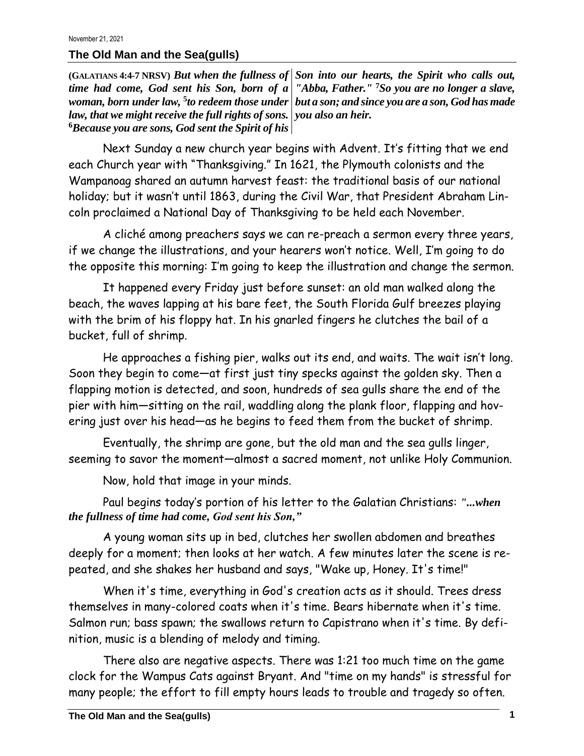November 21, 2021

## The Old Man and the Sea(gulls)

**(GALATIANS 4:4-7 NRSV)** ***But when the fullness of time had come, God sent his Son, born of a woman, born under law, [5]to redeem those under law, that we might receive the full rights of sons. [6]Because you are sons, God sent the Spirit of his Son into our hearts, the Spirit who calls out, "Abba, Father." [7]So you are no longer a slave, but a son; and since you are a son, God has made you also an heir.***

Next Sunday a new church year begins with Advent. It's fitting that we end each Church year with "Thanksgiving." In 1621, the Plymouth colonists and the Wampanoag shared an autumn harvest feast: the traditional basis of our national holiday; but it wasn't until 1863, during the Civil War, that President Abraham Lincoln proclaimed a National Day of Thanksgiving to be held each November.

A cliché among preachers says we can re-preach a sermon every three years, if we change the illustrations, and your hearers won't notice. Well, I'm going to do the opposite this morning: I'm going to keep the illustration and change the sermon.

It happened every Friday just before sunset: an old man walked along the beach, the waves lapping at his bare feet, the South Florida Gulf breezes playing with the brim of his floppy hat. In his gnarled fingers he clutches the bail of a bucket, full of shrimp.

He approaches a fishing pier, walks out its end, and waits. The wait isn't long. Soon they begin to come—at first just tiny specks against the golden sky. Then a flapping motion is detected, and soon, hundreds of sea gulls share the end of the pier with him—sitting on the rail, waddling along the plank floor, flapping and hovering just over his head—as he begins to feed them from the bucket of shrimp.

Eventually, the shrimp are gone, but the old man and the sea gulls linger, seeming to savor the moment—almost a sacred moment, not unlike Holy Communion.

Now, hold that image in your minds.

Paul begins today's portion of his letter to the Galatian Christians: ***"...when the fullness of time had come, God sent his Son,"***

A young woman sits up in bed, clutches her swollen abdomen and breathes deeply for a moment; then looks at her watch. A few minutes later the scene is repeated, and she shakes her husband and says, "Wake up, Honey. It's time!"

When it's time, everything in God's creation acts as it should. Trees dress themselves in many-colored coats when it's time. Bears hibernate when it's time. Salmon run; bass spawn; the swallows return to Capistrano when it's time. By definition, music is a blending of melody and timing.

There also are negative aspects. There was 1:21 too much time on the game clock for the Wampus Cats against Bryant. And "time on my hands" is stressful for many people; the effort to fill empty hours leads to trouble and tragedy so often.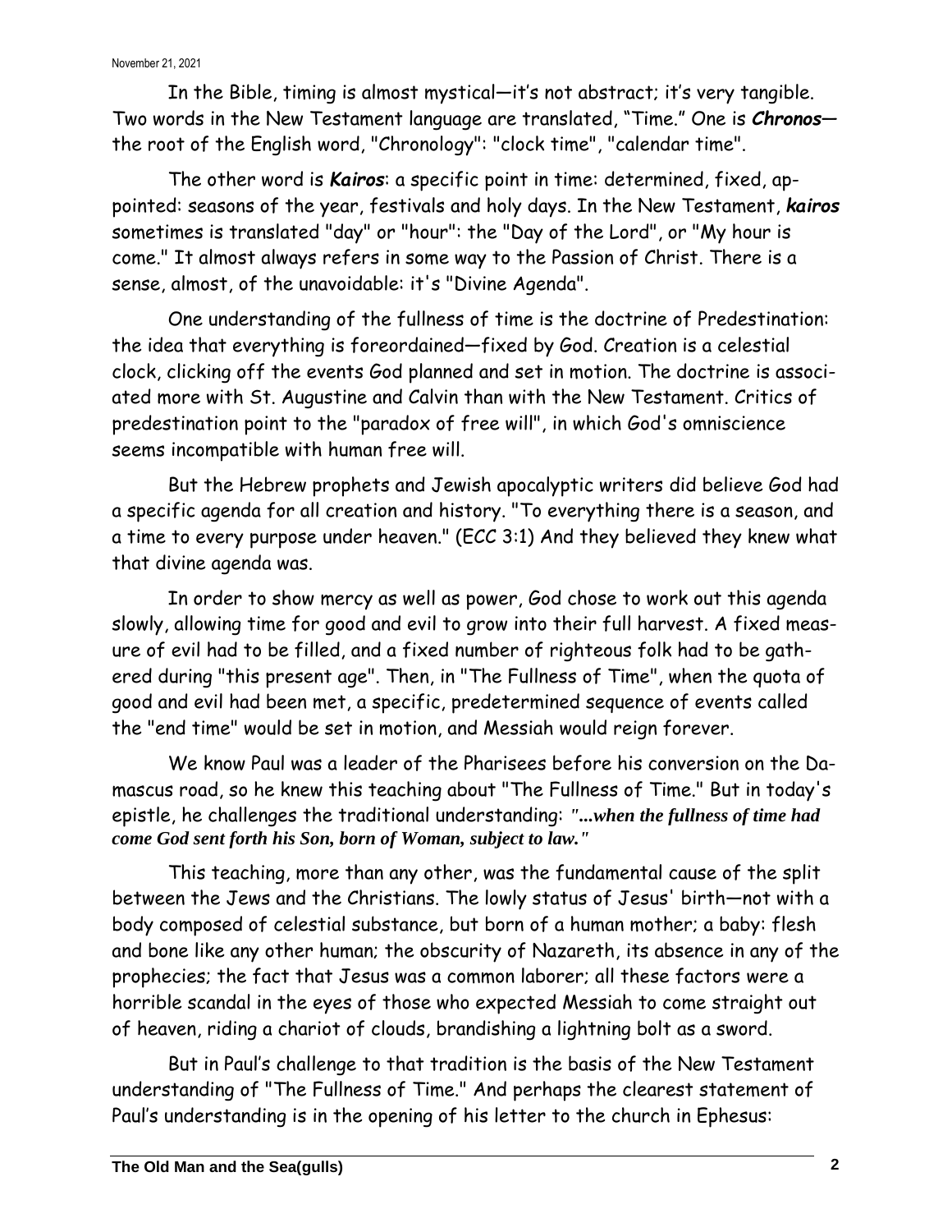In the Bible, timing is almost mystical—it's not abstract; it's very tangible. Two words in the New Testament language are translated, "Time." One is ***Chronos***—the root of the English word, "Chronology": "clock time", "calendar time".

The other word is ***Kairos***: a specific point in time: determined, fixed, appointed: seasons of the year, festivals and holy days. In the New Testament, ***kairos*** sometimes is translated "day" or "hour": the "Day of the Lord", or "My hour is come." It almost always refers in some way to the Passion of Christ. There is a sense, almost, of the unavoidable: it's "Divine Agenda".

One understanding of the fullness of time is the doctrine of Predestination: the idea that everything is foreordained—fixed by God. Creation is a celestial clock, clicking off the events God planned and set in motion. The doctrine is associated more with St. Augustine and Calvin than with the New Testament. Critics of predestination point to the "paradox of free will", in which God's omniscience seems incompatible with human free will.

But the Hebrew prophets and Jewish apocalyptic writers did believe God had a specific agenda for all creation and history. "To everything there is a season, and a time to every purpose under heaven." (ECC 3:1) And they believed they knew what that divine agenda was.

In order to show mercy as well as power, God chose to work out this agenda slowly, allowing time for good and evil to grow into their full harvest. A fixed measure of evil had to be filled, and a fixed number of righteous folk had to be gathered during "this present age". Then, in "The Fullness of Time", when the quota of good and evil had been met, a specific, predetermined sequence of events called the "end time" would be set in motion, and Messiah would reign forever.

We know Paul was a leader of the Pharisees before his conversion on the Damascus road, so he knew this teaching about "The Fullness of Time." But in today's epistle, he challenges the traditional understanding: ***"...when the fullness of time had come God sent forth his Son, born of Woman, subject to law."***

This teaching, more than any other, was the fundamental cause of the split between the Jews and the Christians. The lowly status of Jesus' birth—not with a body composed of celestial substance, but born of a human mother; a baby: flesh and bone like any other human; the obscurity of Nazareth, its absence in any of the prophecies; the fact that Jesus was a common laborer; all these factors were a horrible scandal in the eyes of those who expected Messiah to come straight out of heaven, riding a chariot of clouds, brandishing a lightning bolt as a sword.

But in Paul's challenge to that tradition is the basis of the New Testament understanding of "The Fullness of Time." And perhaps the clearest statement of Paul's understanding is in the opening of his letter to the church in Ephesus: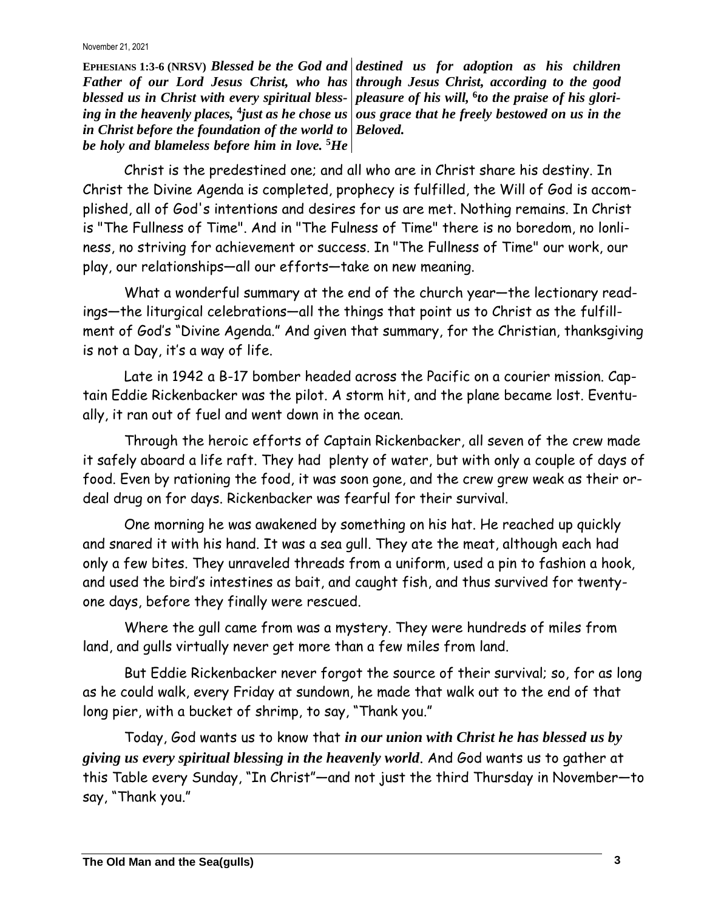**EPHESIANS 1:3-6 (NRSV)** ***Blessed be the God and Father of our Lord Jesus Christ, who has blessed us in Christ with every spiritual blessing in the heavenly places, [4]just as he chose us in Christ before the foundation of the world to be holy and blameless before him in love. [5]He destined us for adoption as his children through Jesus Christ, according to the good pleasure of his will, [6]to the praise of his glorious grace that he freely bestowed on us in the Beloved.***

Christ is the predestined one; and all who are in Christ share his destiny. In Christ the Divine Agenda is completed, prophecy is fulfilled, the Will of God is accomplished, all of God's intentions and desires for us are met. Nothing remains. In Christ is "The Fullness of Time". And in "The Fulness of Time" there is no boredom, no lonliness, no striving for achievement or success. In "The Fullness of Time" our work, our play, our relationships—all our efforts—take on new meaning.

What a wonderful summary at the end of the church year—the lectionary readings—the liturgical celebrations—all the things that point us to Christ as the fulfillment of God's "Divine Agenda." And given that summary, for the Christian, thanksgiving is not a Day, it's a way of life.

Late in 1942 a B-17 bomber headed across the Pacific on a courier mission. Captain Eddie Rickenbacker was the pilot. A storm hit, and the plane became lost. Eventually, it ran out of fuel and went down in the ocean.

Through the heroic efforts of Captain Rickenbacker, all seven of the crew made it safely aboard a life raft. They had plenty of water, but with only a couple of days of food. Even by rationing the food, it was soon gone, and the crew grew weak as their ordeal drug on for days. Rickenbacker was fearful for their survival.

One morning he was awakened by something on his hat. He reached up quickly and snared it with his hand. It was a sea gull. They ate the meat, although each had only a few bites. They unraveled threads from a uniform, used a pin to fashion a hook, and used the bird's intestines as bait, and caught fish, and thus survived for twenty-one days, before they finally were rescued.

Where the gull came from was a mystery. They were hundreds of miles from land, and gulls virtually never get more than a few miles from land.

But Eddie Rickenbacker never forgot the source of their survival; so, for as long as he could walk, every Friday at sundown, he made that walk out to the end of that long pier, with a bucket of shrimp, to say, "Thank you."

Today, God wants us to know that ***in our union with Christ he has blessed us by giving us every spiritual blessing in the heavenly world***. And God wants us to gather at this Table every Sunday, "In Christ"—and not just the third Thursday in November—to say, "Thank you."